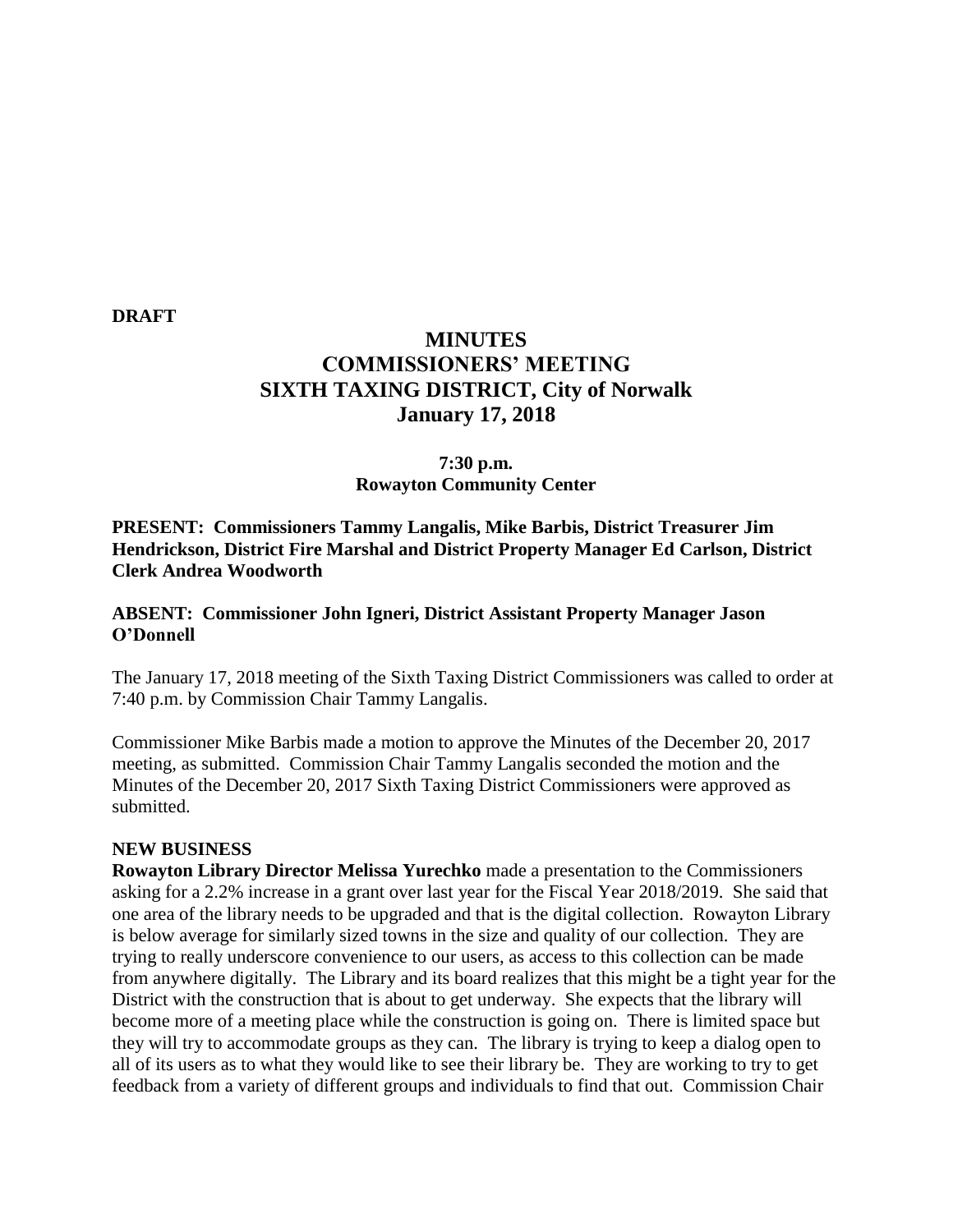**DRAFT**

# MINUTES
# COMMISSIONERS' MEETING
# SIXTH TAXING DISTRICT, City of Norwalk
# January 17, 2018

**7:30 p.m.**
**Rowayton Community Center**

**PRESENT: Commissioners Tammy Langalis, Mike Barbis, District Treasurer Jim Hendrickson, District Fire Marshal and District Property Manager Ed Carlson, District Clerk Andrea Woodworth**

**ABSENT: Commissioner John Igneri, District Assistant Property Manager Jason O'Donnell**

The January 17, 2018 meeting of the Sixth Taxing District Commissioners was called to order at 7:40 p.m. by Commission Chair Tammy Langalis.

Commissioner Mike Barbis made a motion to approve the Minutes of the December 20, 2017 meeting, as submitted. Commission Chair Tammy Langalis seconded the motion and the Minutes of the December 20, 2017 Sixth Taxing District Commissioners were approved as submitted.

**NEW BUSINESS**

**Rowayton Library Director Melissa Yurechko** made a presentation to the Commissioners asking for a 2.2% increase in a grant over last year for the Fiscal Year 2018/2019. She said that one area of the library needs to be upgraded and that is the digital collection. Rowayton Library is below average for similarly sized towns in the size and quality of our collection. They are trying to really underscore convenience to our users, as access to this collection can be made from anywhere digitally. The Library and its board realizes that this might be a tight year for the District with the construction that is about to get underway. She expects that the library will become more of a meeting place while the construction is going on. There is limited space but they will try to accommodate groups as they can. The library is trying to keep a dialog open to all of its users as to what they would like to see their library be. They are working to try to get feedback from a variety of different groups and individuals to find that out. Commission Chair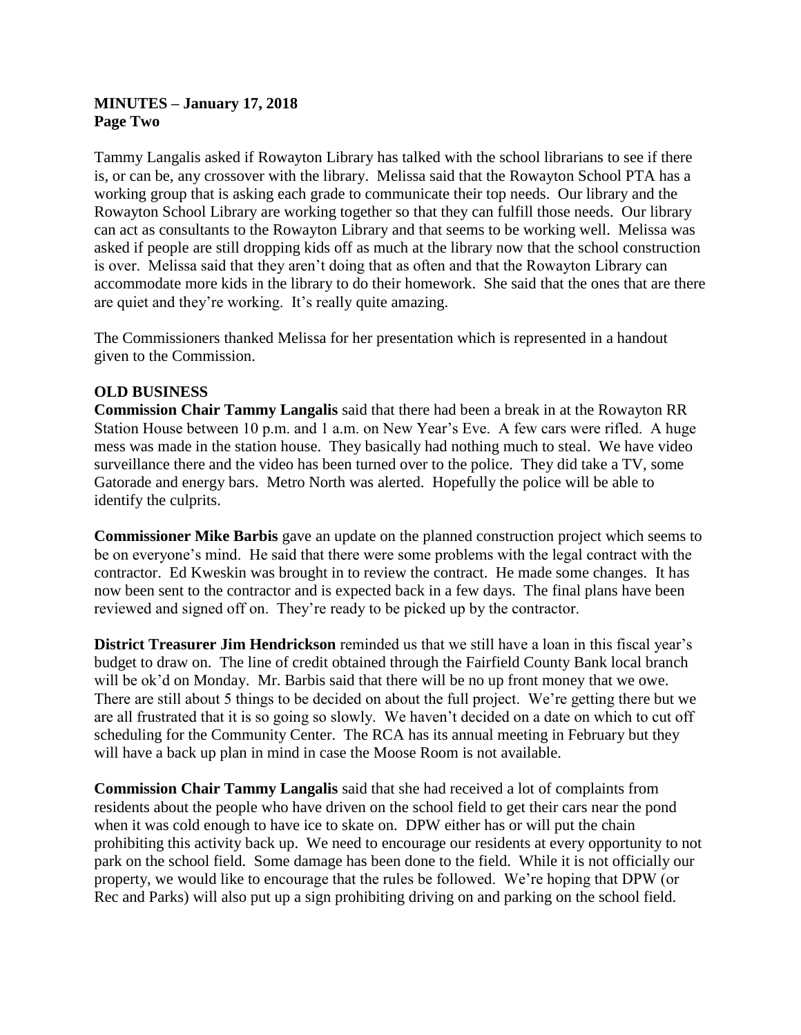**MINUTES – January 17, 2018**
**Page Two**

Tammy Langalis asked if Rowayton Library has talked with the school librarians to see if there is, or can be, any crossover with the library. Melissa said that the Rowayton School PTA has a working group that is asking each grade to communicate their top needs. Our library and the Rowayton School Library are working together so that they can fulfill those needs. Our library can act as consultants to the Rowayton Library and that seems to be working well. Melissa was asked if people are still dropping kids off as much at the library now that the school construction is over. Melissa said that they aren't doing that as often and that the Rowayton Library can accommodate more kids in the library to do their homework. She said that the ones that are there are quiet and they're working. It's really quite amazing.

The Commissioners thanked Melissa for her presentation which is represented in a handout given to the Commission.

## OLD BUSINESS

**Commission Chair Tammy Langalis** said that there had been a break in at the Rowayton RR Station House between 10 p.m. and 1 a.m. on New Year's Eve. A few cars were rifled. A huge mess was made in the station house. They basically had nothing much to steal. We have video surveillance there and the video has been turned over to the police. They did take a TV, some Gatorade and energy bars. Metro North was alerted. Hopefully the police will be able to identify the culprits.

**Commissioner Mike Barbis** gave an update on the planned construction project which seems to be on everyone's mind. He said that there were some problems with the legal contract with the contractor. Ed Kweskin was brought in to review the contract. He made some changes. It has now been sent to the contractor and is expected back in a few days. The final plans have been reviewed and signed off on. They're ready to be picked up by the contractor.

**District Treasurer Jim Hendrickson** reminded us that we still have a loan in this fiscal year's budget to draw on. The line of credit obtained through the Fairfield County Bank local branch will be ok'd on Monday. Mr. Barbis said that there will be no up front money that we owe. There are still about 5 things to be decided on about the full project. We're getting there but we are all frustrated that it is so going so slowly. We haven't decided on a date on which to cut off scheduling for the Community Center. The RCA has its annual meeting in February but they will have a back up plan in mind in case the Moose Room is not available.

**Commission Chair Tammy Langalis** said that she had received a lot of complaints from residents about the people who have driven on the school field to get their cars near the pond when it was cold enough to have ice to skate on. DPW either has or will put the chain prohibiting this activity back up. We need to encourage our residents at every opportunity to not park on the school field. Some damage has been done to the field. While it is not officially our property, we would like to encourage that the rules be followed. We're hoping that DPW (or Rec and Parks) will also put up a sign prohibiting driving on and parking on the school field.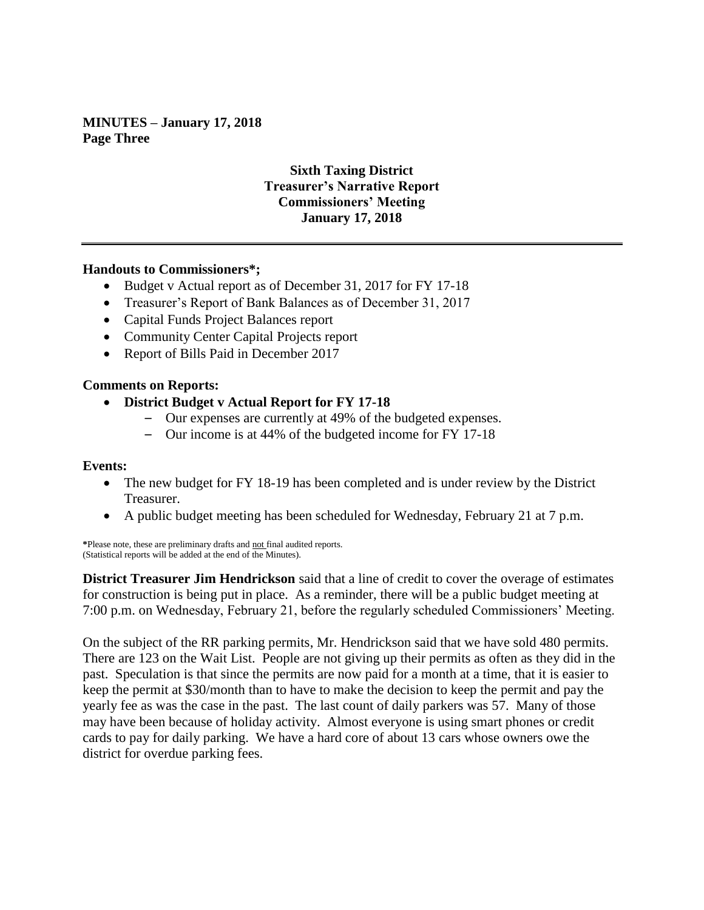**MINUTES – January 17, 2018**
**Page Three**

**Sixth Taxing District**
**Treasurer's Narrative Report**
**Commissioners' Meeting**
**January 17, 2018**

---

**Handouts to Commissioners*;**

- Budget v Actual report as of December 31, 2017 for FY 17-18
- Treasurer's Report of Bank Balances as of December 31, 2017
- Capital Funds Project Balances report
- Community Center Capital Projects report
- Report of Bills Paid in December 2017

**Comments on Reports:**

- **District Budget v Actual Report for FY 17-18**
  - Our expenses are currently at 49% of the budgeted expenses.
  - Our income is at 44% of the budgeted income for FY 17-18

**Events:**

- The new budget for FY 18-19 has been completed and is under review by the District Treasurer.
- A public budget meeting has been scheduled for Wednesday, February 21 at 7 p.m.

*Please note, these are preliminary drafts and not final audited reports.
(Statistical reports will be added at the end of the Minutes).

**District Treasurer Jim Hendrickson** said that a line of credit to cover the overage of estimates for construction is being put in place. As a reminder, there will be a public budget meeting at 7:00 p.m. on Wednesday, February 21, before the regularly scheduled Commissioners' Meeting.

On the subject of the RR parking permits, Mr. Hendrickson said that we have sold 480 permits. There are 123 on the Wait List. People are not giving up their permits as often as they did in the past. Speculation is that since the permits are now paid for a month at a time, that it is easier to keep the permit at $30/month than to have to make the decision to keep the permit and pay the yearly fee as was the case in the past. The last count of daily parkers was 57. Many of those may have been because of holiday activity. Almost everyone is using smart phones or credit cards to pay for daily parking. We have a hard core of about 13 cars whose owners owe the district for overdue parking fees.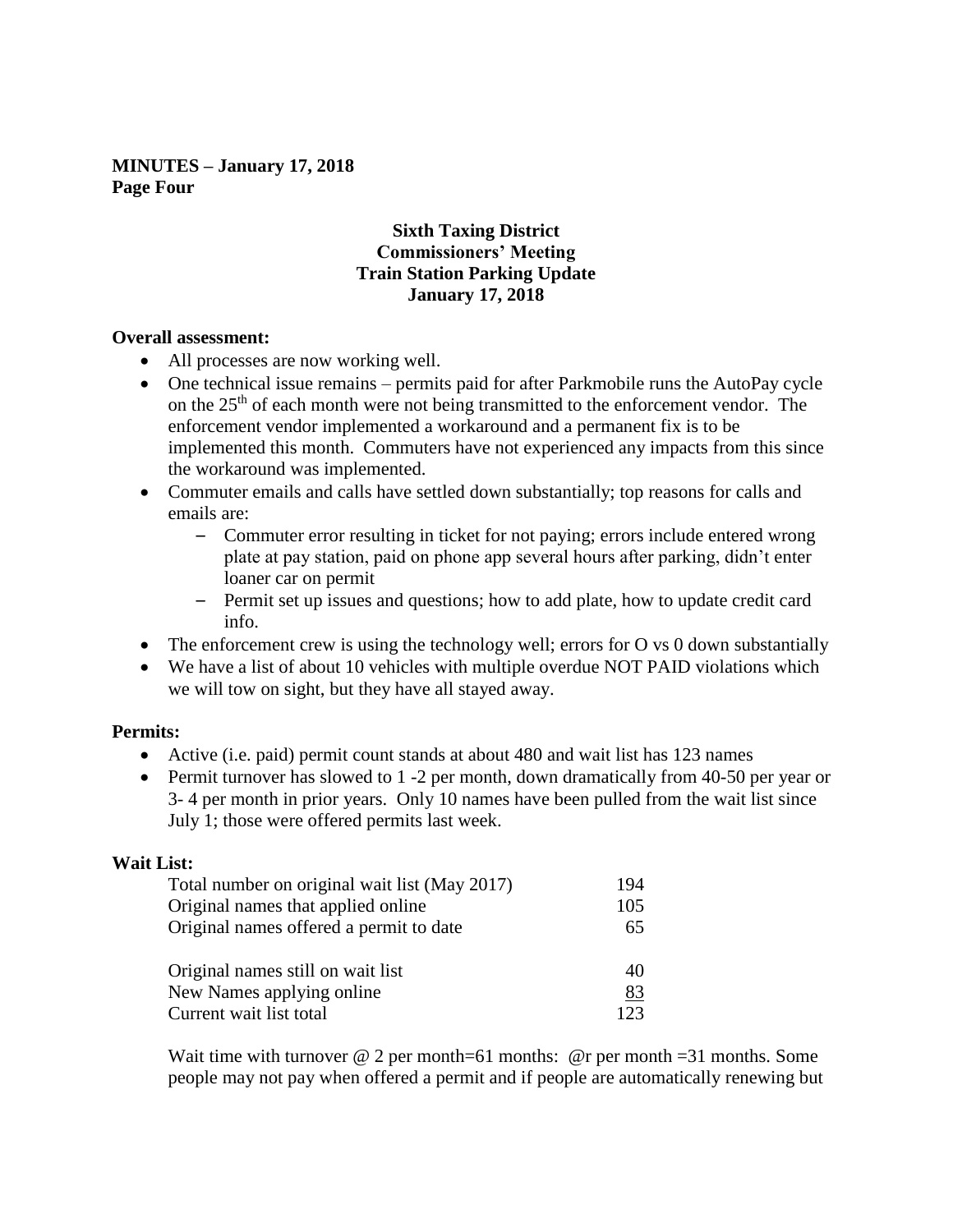**MINUTES – January 17, 2018**
**Page Four**

**Sixth Taxing District**
**Commissioners' Meeting**
**Train Station Parking Update**
**January 17, 2018**

**Overall assessment:**

- All processes are now working well.
- One technical issue remains – permits paid for after Parkmobile runs the AutoPay cycle on the 25th of each month were not being transmitted to the enforcement vendor. The enforcement vendor implemented a workaround and a permanent fix is to be implemented this month. Commuters have not experienced any impacts from this since the workaround was implemented.
- Commuter emails and calls have settled down substantially; top reasons for calls and emails are:
  - Commuter error resulting in ticket for not paying; errors include entered wrong plate at pay station, paid on phone app several hours after parking, didn't enter loaner car on permit
  - Permit set up issues and questions; how to add plate, how to update credit card info.
- The enforcement crew is using the technology well; errors for O vs 0 down substantially
- We have a list of about 10 vehicles with multiple overdue NOT PAID violations which we will tow on sight, but they have all stayed away.

**Permits:**

- Active (i.e. paid) permit count stands at about 480 and wait list has 123 names
- Permit turnover has slowed to 1 -2 per month, down dramatically from 40-50 per year or 3- 4 per month in prior years. Only 10 names have been pulled from the wait list since July 1; those were offered permits last week.

**Wait List:**

| | |
|---|---|
| Total number on original wait list (May 2017) | 194 |
| Original names that applied online | 105 |
| Original names offered a permit to date | 65 |
| | |
| Original names still on wait list | 40 |
| New Names applying online | 83 |
| Current wait list total | 123 |

Wait time with turnover @ 2 per month=61 months: @r per month =31 months. Some people may not pay when offered a permit and if people are automatically renewing but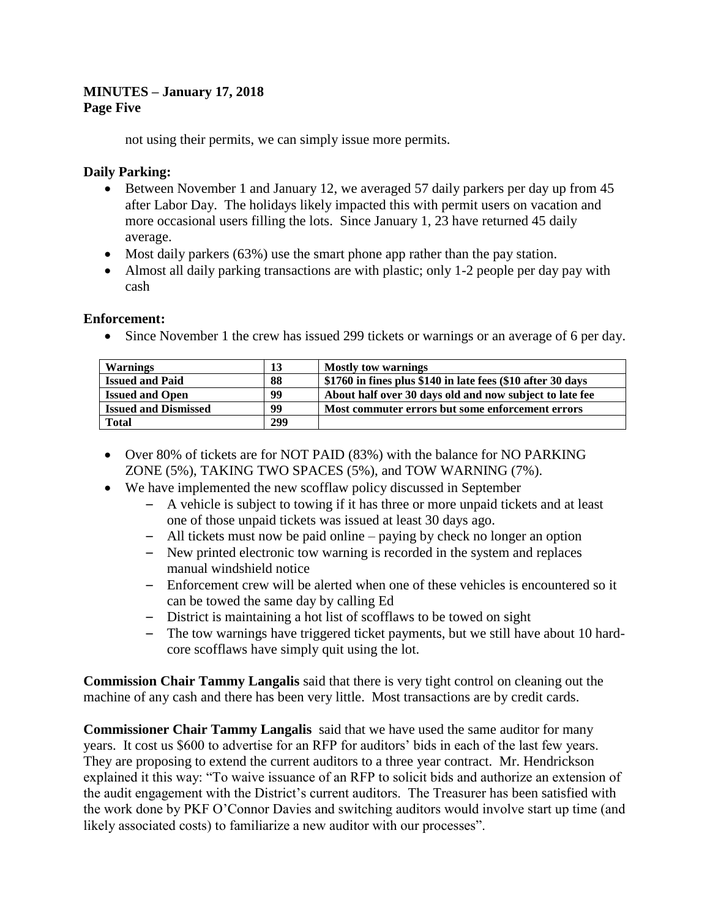not using their permits, we can simply issue more permits.

**Daily Parking:**

- Between November 1 and January 12, we averaged 57 daily parkers per day up from 45 after Labor Day. The holidays likely impacted this with permit users on vacation and more occasional users filling the lots. Since January 1, 23 have returned 45 daily average.
- Most daily parkers (63%) use the smart phone app rather than the pay station.
- Almost all daily parking transactions are with plastic; only 1-2 people per day pay with cash

**Enforcement:**

- Since November 1 the crew has issued 299 tickets or warnings or an average of 6 per day.

| **Warnings** | **13** | **Mostly tow warnings** |
|---|---|---|
| **Issued and Paid** | **88** | **$1760 in fines plus $140 in late fees ($10 after 30 days** |
| **Issued and Open** | **99** | **About half over 30 days old and now subject to late fee** |
| **Issued and Dismissed** | **99** | **Most commuter errors but some enforcement errors** |
| **Total** | **299** | |

- Over 80% of tickets are for NOT PAID (83%) with the balance for NO PARKING ZONE (5%), TAKING TWO SPACES (5%), and TOW WARNING (7%).
- We have implemented the new scofflaw policy discussed in September
  - A vehicle is subject to towing if it has three or more unpaid tickets and at least one of those unpaid tickets was issued at least 30 days ago.
  - All tickets must now be paid online – paying by check no longer an option
  - New printed electronic tow warning is recorded in the system and replaces manual windshield notice
  - Enforcement crew will be alerted when one of these vehicles is encountered so it can be towed the same day by calling Ed
  - District is maintaining a hot list of scofflaws to be towed on sight
  - The tow warnings have triggered ticket payments, but we still have about 10 hard-core scofflaws have simply quit using the lot.

**Commission Chair Tammy Langalis** said that there is very tight control on cleaning out the machine of any cash and there has been very little. Most transactions are by credit cards.

**Commissioner Chair Tammy Langalis** said that we have used the same auditor for many years. It cost us $600 to advertise for an RFP for auditors' bids in each of the last few years. They are proposing to extend the current auditors to a three year contract. Mr. Hendrickson explained it this way: "To waive issuance of an RFP to solicit bids and authorize an extension of the audit engagement with the District's current auditors. The Treasurer has been satisfied with the work done by PKF O'Connor Davies and switching auditors would involve start up time (and likely associated costs) to familiarize a new auditor with our processes".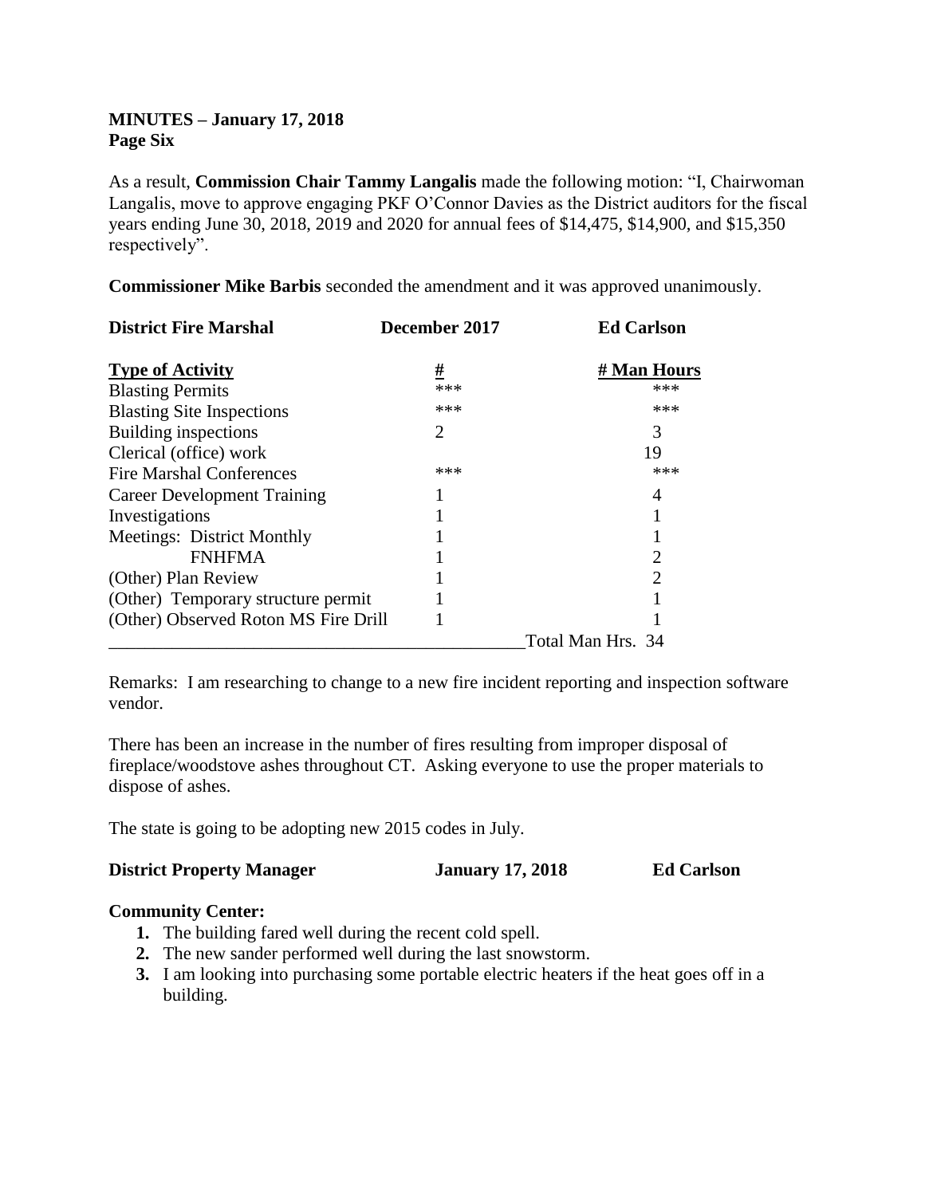**MINUTES – January 17, 2018**
**Page Six**

As a result, **Commission Chair Tammy Langalis** made the following motion: "I, Chairwoman Langalis, move to approve engaging PKF O'Connor Davies as the District auditors for the fiscal years ending June 30, 2018, 2019 and 2020 for annual fees of $14,475, $14,900, and $15,350 respectively".

**Commissioner Mike Barbis** seconded the amendment and it was approved unanimously.

**District Fire Marshal** **December 2017** **Ed Carlson**

| Type of Activity | # | # Man Hours |
|---|---|---|
| Blasting Permits | *** | *** |
| Blasting Site Inspections | *** | *** |
| Building inspections | 2 | 3 |
| Clerical (office) work | | 19 |
| Fire Marshal Conferences | *** | *** |
| Career Development Training | 1 | 4 |
| Investigations | 1 | 1 |
| Meetings: District Monthly | 1 | 1 |
| FNHFMA | 1 | 2 |
| (Other) Plan Review | 1 | 2 |
| (Other) Temporary structure permit | 1 | 1 |
| (Other) Observed Roton MS Fire Drill | 1 | 1 |
| | | Total Man Hrs. 34 |

Remarks: I am researching to change to a new fire incident reporting and inspection software vendor.

There has been an increase in the number of fires resulting from improper disposal of fireplace/woodstove ashes throughout CT. Asking everyone to use the proper materials to dispose of ashes.

The state is going to be adopting new 2015 codes in July.

**District Property Manager** **January 17, 2018** **Ed Carlson**

**Community Center:**

1. The building fared well during the recent cold spell.
2. The new sander performed well during the last snowstorm.
3. I am looking into purchasing some portable electric heaters if the heat goes off in a building.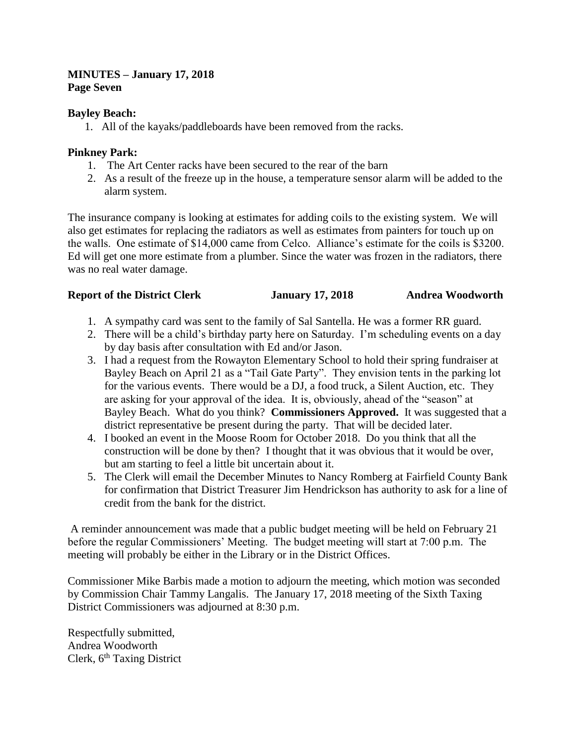**MINUTES – January 17, 2018**
**Page Seven**

**Bayley Beach:**

1. All of the kayaks/paddleboards have been removed from the racks.

**Pinkney Park:**

1. The Art Center racks have been secured to the rear of the barn
2. As a result of the freeze up in the house, a temperature sensor alarm will be added to the alarm system.

The insurance company is looking at estimates for adding coils to the existing system. We will also get estimates for replacing the radiators as well as estimates from painters for touch up on the walls. One estimate of $14,000 came from Celco. Alliance's estimate for the coils is $3200. Ed will get one more estimate from a plumber. Since the water was frozen in the radiators, there was no real water damage.

**Report of the District Clerk January 17, 2018 Andrea Woodworth**

1. A sympathy card was sent to the family of Sal Santella. He was a former RR guard.
2. There will be a child's birthday party here on Saturday. I'm scheduling events on a day by day basis after consultation with Ed and/or Jason.
3. I had a request from the Rowayton Elementary School to hold their spring fundraiser at Bayley Beach on April 21 as a "Tail Gate Party". They envision tents in the parking lot for the various events. There would be a DJ, a food truck, a Silent Auction, etc. They are asking for your approval of the idea. It is, obviously, ahead of the "season" at Bayley Beach. What do you think? **Commissioners Approved.** It was suggested that a district representative be present during the party. That will be decided later.
4. I booked an event in the Moose Room for October 2018. Do you think that all the construction will be done by then? I thought that it was obvious that it would be over, but am starting to feel a little bit uncertain about it.
5. The Clerk will email the December Minutes to Nancy Romberg at Fairfield County Bank for confirmation that District Treasurer Jim Hendrickson has authority to ask for a line of credit from the bank for the district.

A reminder announcement was made that a public budget meeting will be held on February 21 before the regular Commissioners' Meeting. The budget meeting will start at 7:00 p.m. The meeting will probably be either in the Library or in the District Offices.

Commissioner Mike Barbis made a motion to adjourn the meeting, which motion was seconded by Commission Chair Tammy Langalis. The January 17, 2018 meeting of the Sixth Taxing District Commissioners was adjourned at 8:30 p.m.

Respectfully submitted,
Andrea Woodworth
Clerk, 6th Taxing District